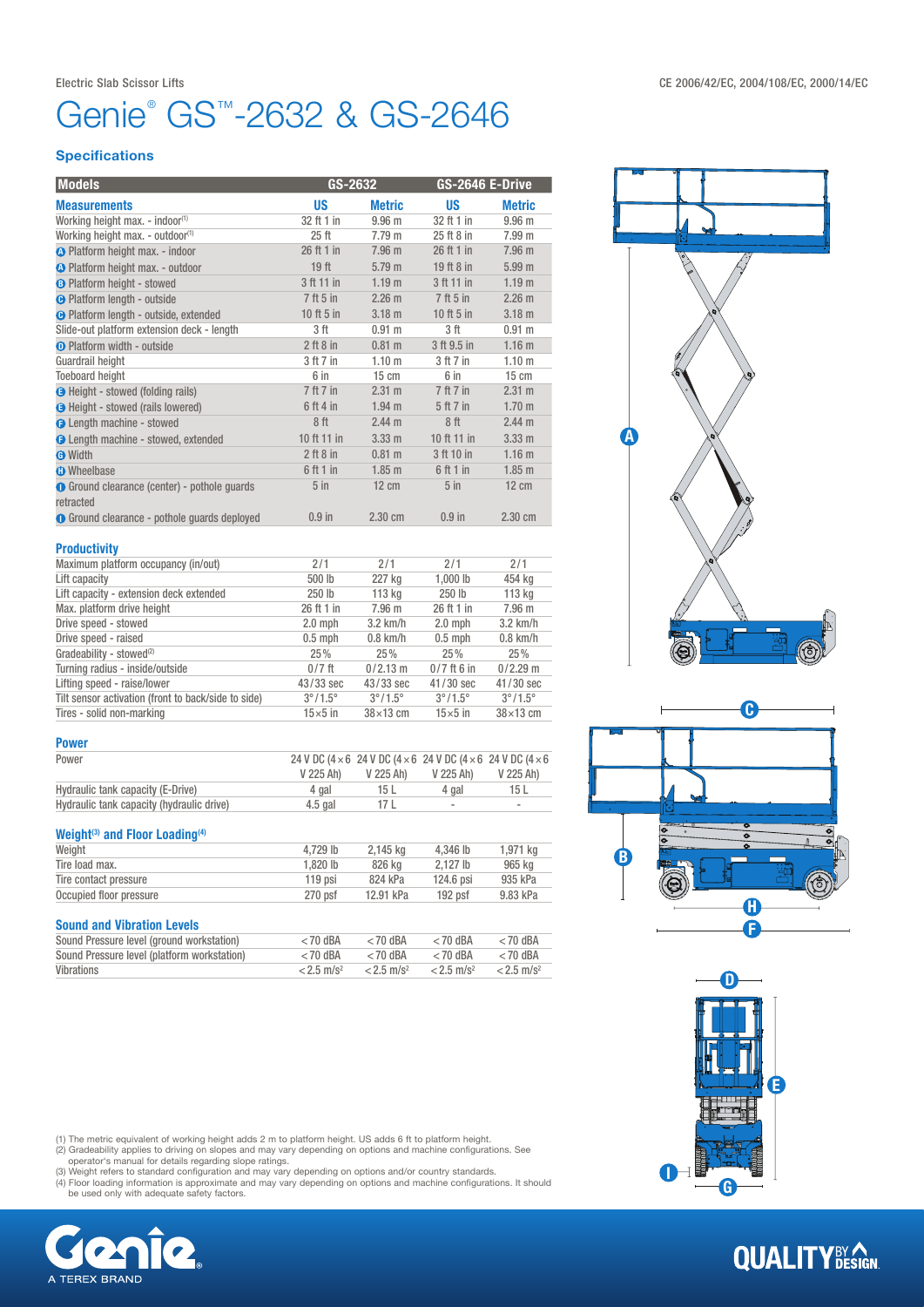Electric Slab Scissor Lifts

CE 2006/42/EC, 2004/108/EC, 2000/14/EC

# Genie® GS™-2632 & GS-2646

## Specifications

| Models | GS-2632 | | GS-2646 E-Drive | |
|---|---|---|---|---|
| **Measurements** | **US** | **Metric** | **US** | **Metric** |
| Working height max. - indoor[1] | 32 ft 1 in | 9.96 m | 32 ft 1 in | 9.96 m |
| Working height max. - outdoor[1] | 25 ft | 7.79 m | 25 ft 8 in | 7.99 m |
| A Platform height max. - indoor | 26 ft 1 in | 7.96 m | 26 ft 1 in | 7.96 m |
| A Platform height max. - outdoor | 19 ft | 5.79 m | 19 ft 8 in | 5.99 m |
| B Platform height - stowed | 3 ft 11 in | 1.19 m | 3 ft 11 in | 1.19 m |
| C Platform length - outside | 7 ft 5 in | 2.26 m | 7 ft 5 in | 2.26 m |
| C Platform length - outside, extended | 10 ft 5 in | 3.18 m | 10 ft 5 in | 3.18 m |
| Slide-out platform extension deck - length | 3 ft | 0.91 m | 3 ft | 0.91 m |
| D Platform width - outside | 2 ft 8 in | 0.81 m | 3 ft 9.5 in | 1.16 m |
| Guardrail height | 3 ft 7 in | 1.10 m | 3 ft 7 in | 1.10 m |
| Toeboard height | 6 in | 15 cm | 6 in | 15 cm |
| E Height - stowed (folding rails) | 7 ft 7 in | 2.31 m | 7 ft 7 in | 2.31 m |
| E Height - stowed (rails lowered) | 6 ft 4 in | 1.94 m | 5 ft 7 in | 1.70 m |
| F Length machine - stowed | 8 ft | 2.44 m | 8 ft | 2.44 m |
| F Length machine - stowed, extended | 10 ft 11 in | 3.33 m | 10 ft 11 in | 3.33 m |
| G Width | 2 ft 8 in | 0.81 m | 3 ft 10 in | 1.16 m |
| H Wheelbase | 6 ft 1 in | 1.85 m | 6 ft 1 in | 1.85 m |
| I Ground clearance (center) - pothole guards retracted | 5 in | 12 cm | 5 in | 12 cm |
| I Ground clearance - pothole guards deployed | 0.9 in | 2.30 cm | 0.9 in | 2.30 cm |

### Productivity

| | | | | |
|---|---|---|---|---|
| Maximum platform occupancy (in/out) | 2/1 | 2/1 | 2/1 | 2/1 |
| Lift capacity | 500 lb | 227 kg | 1,000 lb | 454 kg |
| Lift capacity - extension deck extended | 250 lb | 113 kg | 250 lb | 113 kg |
| Max. platform drive height | 26 ft 1 in | 7.96 m | 26 ft 1 in | 7.96 m |
| Drive speed - stowed | 2.0 mph | 3.2 km/h | 2.0 mph | 3.2 km/h |
| Drive speed - raised | 0.5 mph | 0.8 km/h | 0.5 mph | 0.8 km/h |
| Gradeability - stowed[2] | 25% | 25% | 25% | 25% |
| Turning radius - inside/outside | 0/7 ft | 0/2.13 m | 0/7 ft 6 in | 0/2.29 m |
| Lifting speed - raise/lower | 43/33 sec | 43/33 sec | 41/30 sec | 41/30 sec |
| Tilt sensor activation (front to back/side to side) | 3°/1.5° | 3°/1.5° | 3°/1.5° | 3°/1.5° |
| Tires - solid non-marking | 15×5 in | 38×13 cm | 15×5 in | 38×13 cm |

### Power

| | | | | |
|---|---|---|---|---|
| Power | 24 V DC (4×6 V 225 Ah) | 24 V DC (4×6 V 225 Ah) | 24 V DC (4×6 V 225 Ah) | 24 V DC (4×6 V 225 Ah) |
| Hydraulic tank capacity (E-Drive) | 4 gal | 15 L | 4 gal | 15 L |
| Hydraulic tank capacity (hydraulic drive) | 4.5 gal | 17 L | - | - |

### Weight[3] and Floor Loading[4]

| | | | | |
|---|---|---|---|---|
| Weight | 4,729 lb | 2,145 kg | 4,346 lb | 1,971 kg |
| Tire load max. | 1,820 lb | 826 kg | 2,127 lb | 965 kg |
| Tire contact pressure | 119 psi | 824 kPa | 124.6 psi | 935 kPa |
| Occupied floor pressure | 270 psf | 12.91 kPa | 192 psf | 9.83 kPa |

### Sound and Vibration Levels

| | | | | |
|---|---|---|---|---|
| Sound Pressure level (ground workstation) | <70 dBA | <70 dBA | <70 dBA | <70 dBA |
| Sound Pressure level (platform workstation) | <70 dBA | <70 dBA | <70 dBA | <70 dBA |
| Vibrations | <2.5 m/s² | <2.5 m/s² | <2.5 m/s² | <2.5 m/s² |

(1) The metric equivalent of working height adds 2 m to platform height. US adds 6 ft to platform height.
(2) Gradeability applies to driving on slopes and may vary depending on options and machine configurations. See operator's manual for details regarding slope ratings.
(3) Weight refers to standard configuration and may vary depending on options and/or country standards.
(4) Floor loading information is approximate and may vary depending on options and machine configurations. It should be used only with adequate safety factors.

Genie. A TEREX BRAND

QUALITY BY DESIGN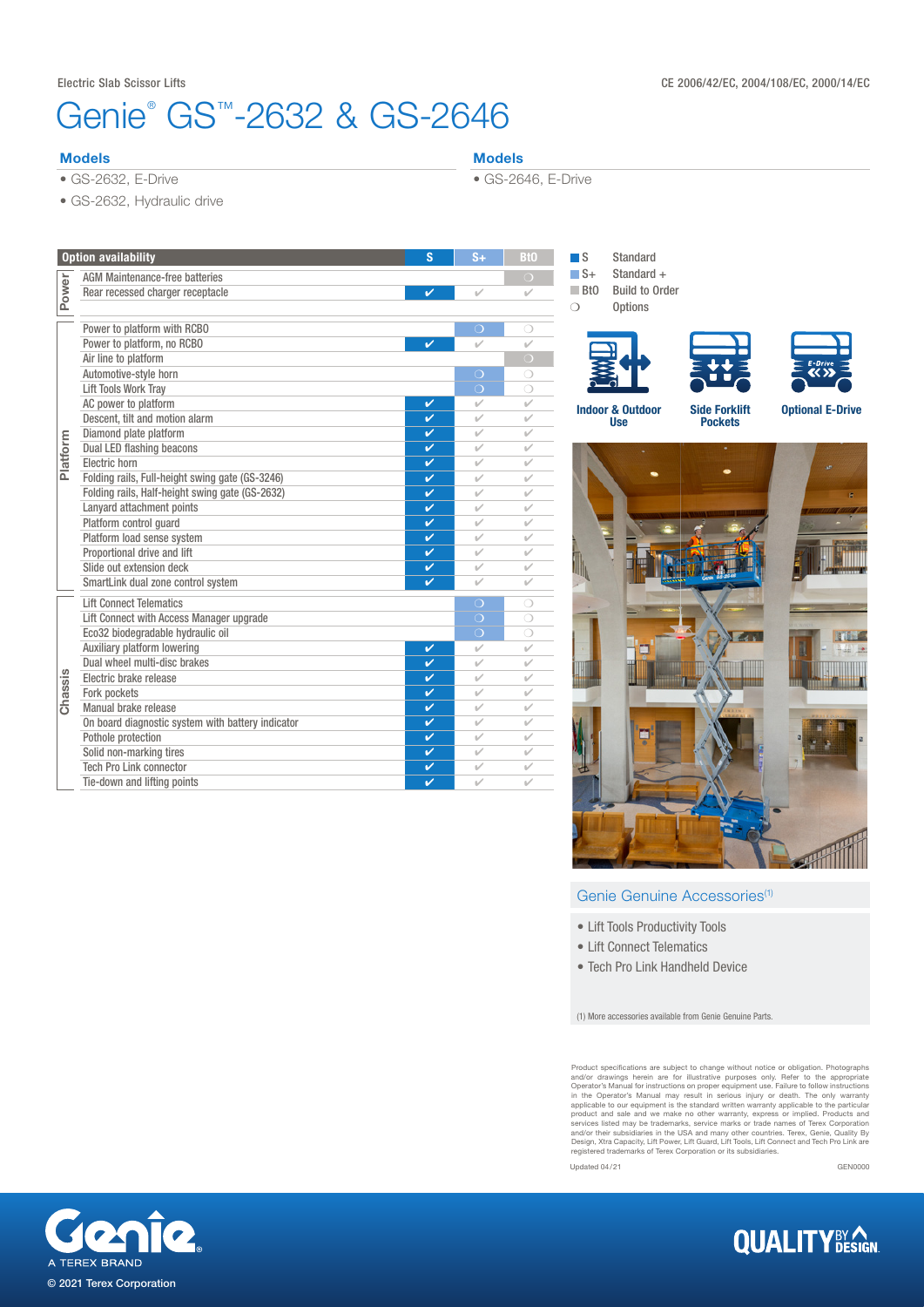Electric Slab Scissor Lifts

CE 2006/42/EC, 2004/108/EC, 2000/14/EC

# Genie® GS™-2632 & GS-2646

## Models

- GS-2632, E-Drive
- GS-2632, Hydraulic drive

## Models

- GS-2646, E-Drive

| | Option availability | S | S+ | BtO |
|---|---|---|---|---|
| Power | AGM Maintenance-free batteries | | | ❍ |
| | Rear recessed charger receptacle | ✔ | ✔ | ✔ |
| Platform | Power to platform with RCBO | | ❍ | ❍ |
| | Power to platform, no RCBO | ✔ | ✔ | ✔ |
| | Air line to platform | | | ❍ |
| | Automotive-style horn | | ❍ | ❍ |
| | Lift Tools Work Tray | | ❍ | ❍ |
| | AC power to platform | ✔ | ✔ | ✔ |
| | Descent, tilt and motion alarm | ✔ | ✔ | ✔ |
| | Diamond plate platform | ✔ | ✔ | ✔ |
| | Dual LED flashing beacons | ✔ | ✔ | ✔ |
| | Electric horn | ✔ | ✔ | ✔ |
| | Folding rails, Full-height swing gate (GS-3246) | ✔ | ✔ | ✔ |
| | Folding rails, Half-height swing gate (GS-2632) | ✔ | ✔ | ✔ |
| | Lanyard attachment points | ✔ | ✔ | ✔ |
| | Platform control guard | ✔ | ✔ | ✔ |
| | Platform load sense system | ✔ | ✔ | ✔ |
| | Proportional drive and lift | ✔ | ✔ | ✔ |
| | Slide out extension deck | ✔ | ✔ | ✔ |
| | SmartLink dual zone control system | ✔ | ✔ | ✔ |
| Chassis | Lift Connect Telematics | | ❍ | ❍ |
| | Lift Connect with Access Manager upgrade | | ❍ | ❍ |
| | Eco32 biodegradable hydraulic oil | | ❍ | ❍ |
| | Auxiliary platform lowering | ✔ | ✔ | ✔ |
| | Dual wheel multi-disc brakes | ✔ | ✔ | ✔ |
| | Electric brake release | ✔ | ✔ | ✔ |
| | Fork pockets | ✔ | ✔ | ✔ |
| | Manual brake release | ✔ | ✔ | ✔ |
| | On board diagnostic system with battery indicator | ✔ | ✔ | ✔ |
| | Pothole protection | ✔ | ✔ | ✔ |
| | Solid non-marking tires | ✔ | ✔ | ✔ |
| | Tech Pro Link connector | ✔ | ✔ | ✔ |
| | Tie-down and lifting points | ✔ | ✔ | ✔ |

- S — Standard
- S+ — Standard +
- BtO — Build to Order
- ❍ — Options

Indoor & Outdoor Use

Side Forklift Pockets

Optional E-Drive

## Genie Genuine Accessories[1]

- Lift Tools Productivity Tools
- Lift Connect Telematics
- Tech Pro Link Handheld Device

(1) More accessories available from Genie Genuine Parts.

Product specifications are subject to change without notice or obligation. Photographs and/or drawings herein are for illustrative purposes only. Refer to the appropriate Operator's Manual for instructions on proper equipment use. Failure to follow instructions in the Operator's Manual may result in serious injury or death. The only warranty applicable to our equipment is the standard written warranty applicable to the particular product and sale and we make no other warranty, express or implied. Products and services listed may be trademarks, service marks or trade names of Terex Corporation and/or their subsidiaries in the USA and many other countries. Terex, Genie, Quality By Design, Xtra Capacity, Lift Power, Lift Guard, Lift Tools, Lift Connect and Tech Pro Link are registered trademarks of Terex Corporation or its subsidiaries.

Updated 04/21

GEN0000

Genie. A TEREX BRAND

© 2021 Terex Corporation

QUALITY BY DESIGN.